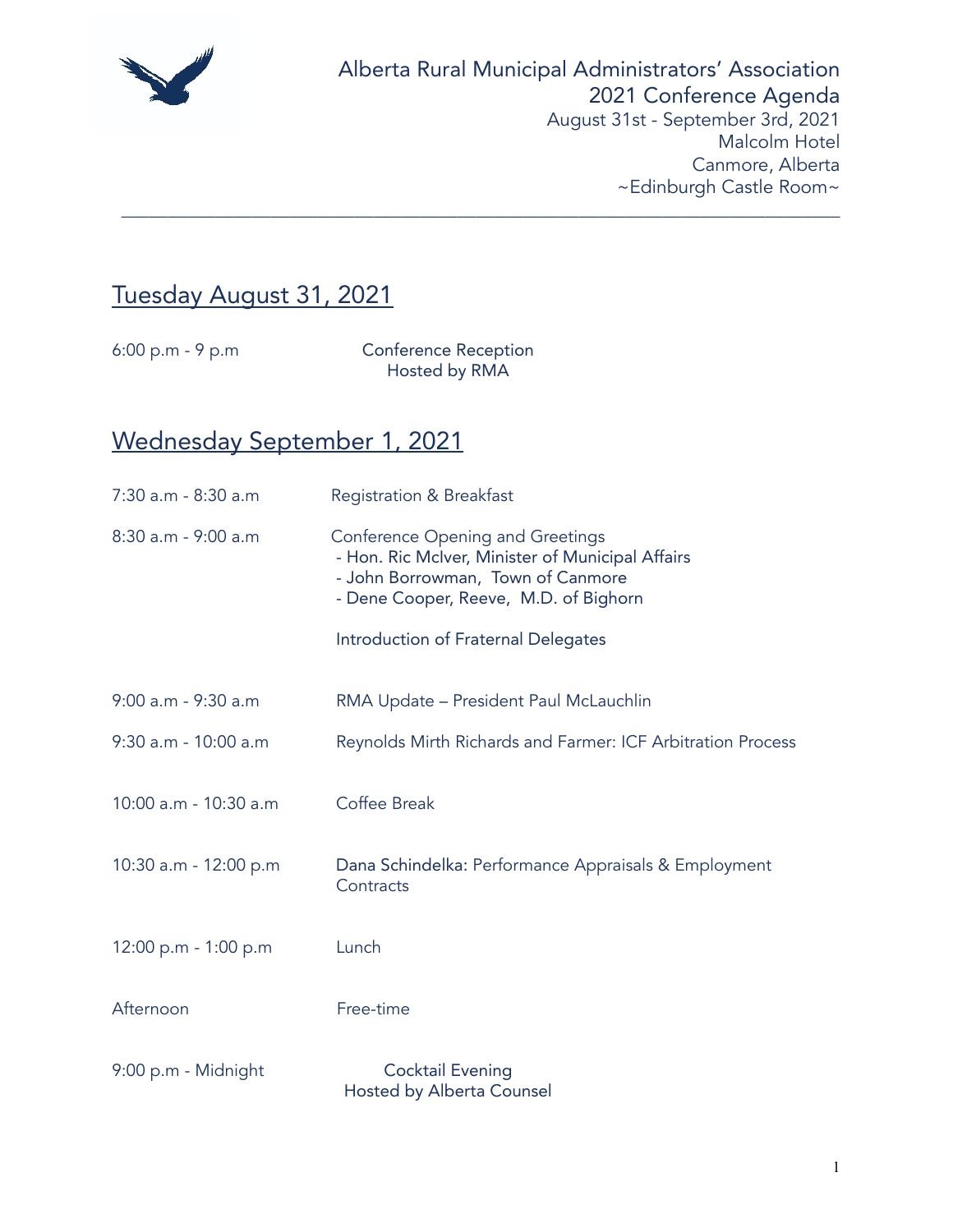# Alberta Rural Municipal Administrators' Association
## 2021 Conference Agenda

August 31st - September 3rd, 2021
Malcolm Hotel
Canmore, Alberta
~Edinburgh Castle Room~

---

## Tuesday August 31, 2021

| | |
|---|---|
| 6:00 p.m - 9 p.m | Conference Reception<br>Hosted by RMA |

## Wednesday September 1, 2021

| | |
|---|---|
| 7:30 a.m - 8:30 a.m | Registration & Breakfast |
| 8:30 a.m - 9:00 a.m | Conference Opening and Greetings<br>- Hon. Ric McIver, Minister of Municipal Affairs<br>- John Borrowman, Town of Canmore<br>- Dene Cooper, Reeve, M.D. of Bighorn<br><br>Introduction of Fraternal Delegates |
| 9:00 a.m - 9:30 a.m | RMA Update – President Paul McLauchlin |
| 9:30 a.m - 10:00 a.m | Reynolds Mirth Richards and Farmer: ICF Arbitration Process |
| 10:00 a.m - 10:30 a.m | Coffee Break |
| 10:30 a.m - 12:00 p.m | Dana Schindelka: Performance Appraisals & Employment Contracts |
| 12:00 p.m - 1:00 p.m | Lunch |
| Afternoon | Free-time |
| 9:00 p.m - Midnight | Cocktail Evening<br>Hosted by Alberta Counsel |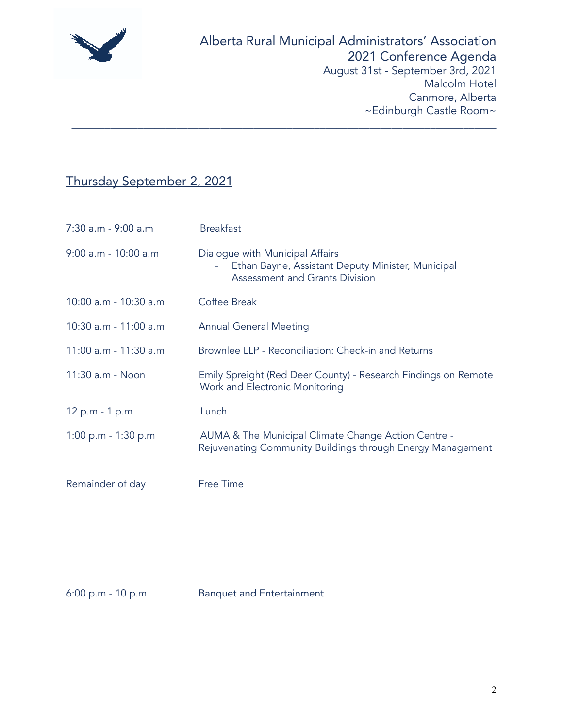# Alberta Rural Municipal Administrators' Association
## 2021 Conference Agenda

August 31st - September 3rd, 2021
Malcolm Hotel
Canmore, Alberta
~Edinburgh Castle Room~

---

## Thursday September 2, 2021

| | |
|---|---|
| 7:30 a.m - 9:00 a.m | Breakfast |
| 9:00 a.m - 10:00 a.m | Dialogue with Municipal Affairs<br>- Ethan Bayne, Assistant Deputy Minister, Municipal Assessment and Grants Division |
| 10:00 a.m - 10:30 a.m | Coffee Break |
| 10:30 a.m - 11:00 a.m | Annual General Meeting |
| 11:00 a.m - 11:30 a.m | Brownlee LLP - Reconciliation: Check-in and Returns |
| 11:30 a.m - Noon | Emily Spreight (Red Deer County) - Research Findings on Remote Work and Electronic Monitoring |
| 12 p.m - 1 p.m | Lunch |
| 1:00 p.m - 1:30 p.m | AUMA & The Municipal Climate Change Action Centre - Rejuvenating Community Buildings through Energy Management |
| Remainder of day | Free Time |
| 6:00 p.m - 10 p.m | Banquet and Entertainment |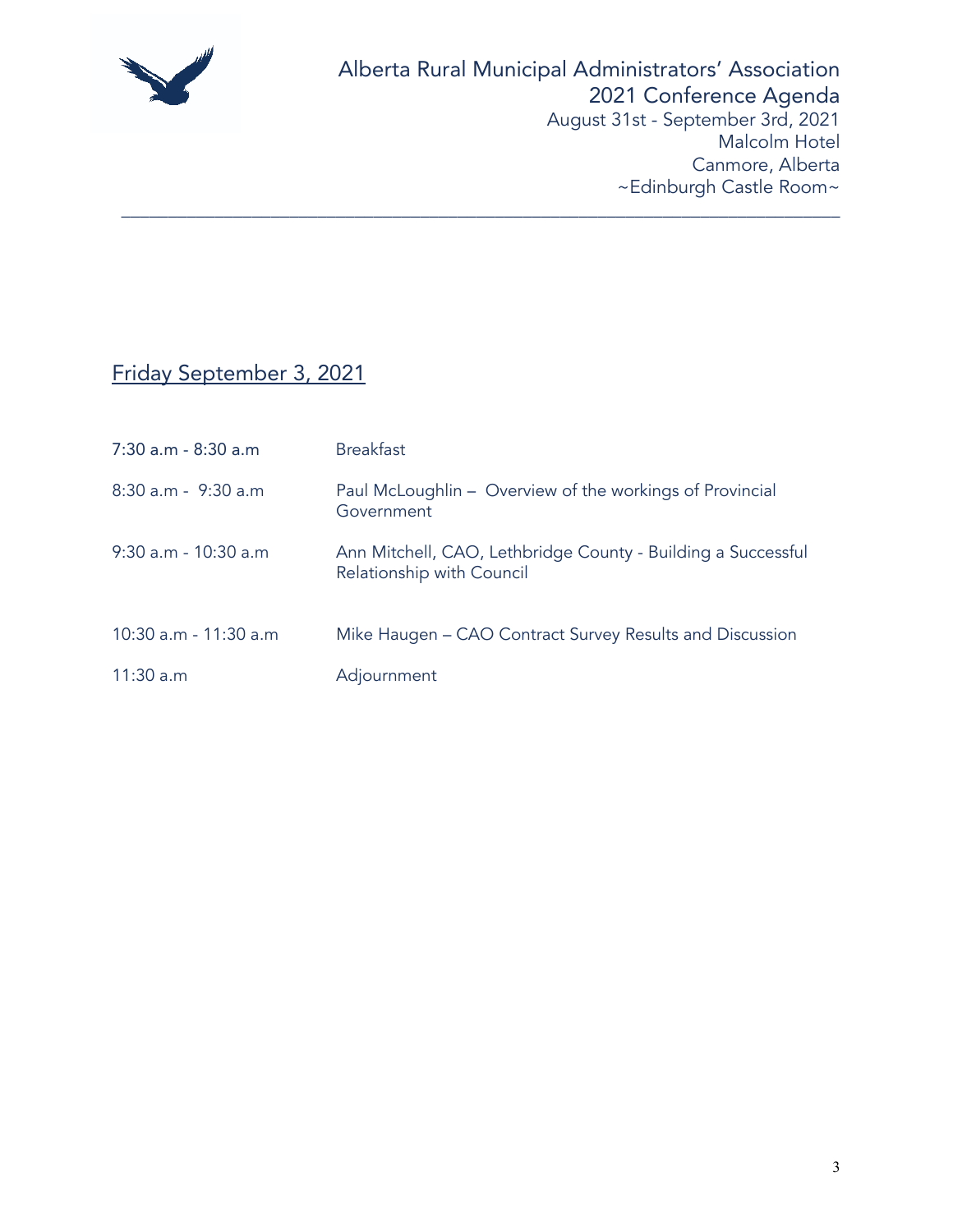Alberta Rural Municipal Administrators' Association
2021 Conference Agenda
August 31st - September 3rd, 2021
Malcolm Hotel
Canmore, Alberta
~Edinburgh Castle Room~

## Friday September 3, 2021

| | |
|---|---|
| 7:30 a.m - 8:30 a.m | Breakfast |
| 8:30 a.m - 9:30 a.m | Paul McLoughlin – Overview of the workings of Provincial Government |
| 9:30 a.m - 10:30 a.m | Ann Mitchell, CAO, Lethbridge County - Building a Successful Relationship with Council |
| 10:30 a.m - 11:30 a.m | Mike Haugen – CAO Contract Survey Results and Discussion |
| 11:30 a.m | Adjournment |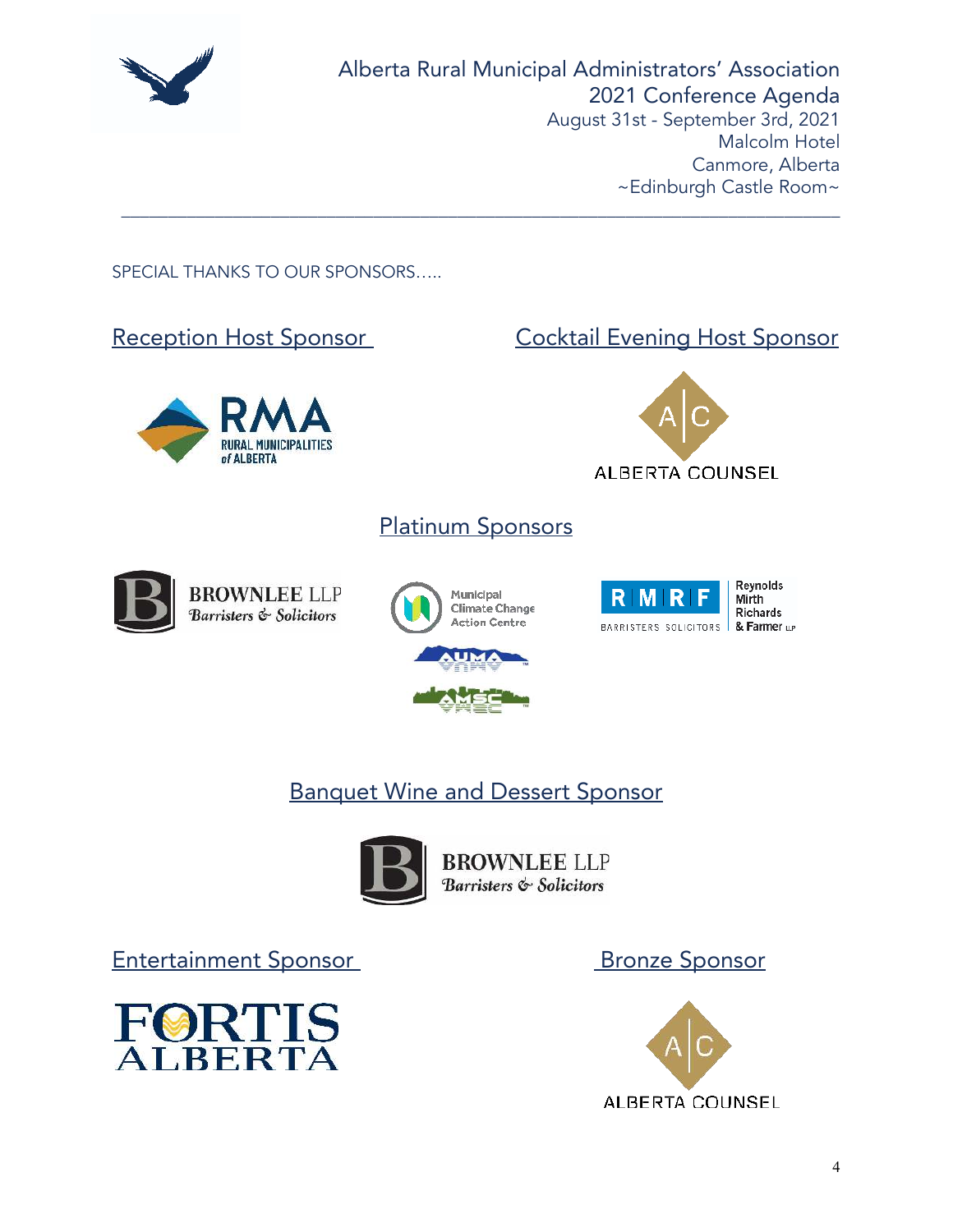Alberta Rural Municipal Administrators' Association
2021 Conference Agenda
August 31st - September 3rd, 2021
Malcolm Hotel
Canmore, Alberta
~Edinburgh Castle Room~

---

SPECIAL THANKS TO OUR SPONSORS…..

## Reception Host Sponsor

RMA
RURAL MUNICIPALITIES of ALBERTA

## Cocktail Evening Host Sponsor

A | C
ALBERTA COUNSEL

## Platinum Sponsors

BROWNLEE LLP
*Barristers & Solicitors*

Municipal Climate Change Action Centre

AUMA

AMSC

R | M | R | F
BARRISTERS SOLICITORS
Reynolds Mirth Richards & Farmer LLP

## Banquet Wine and Dessert Sponsor

BROWNLEE LLP
*Barristers & Solicitors*

## Entertainment Sponsor

FORTIS ALBERTA

## Bronze Sponsor

A | C
ALBERTA COUNSEL